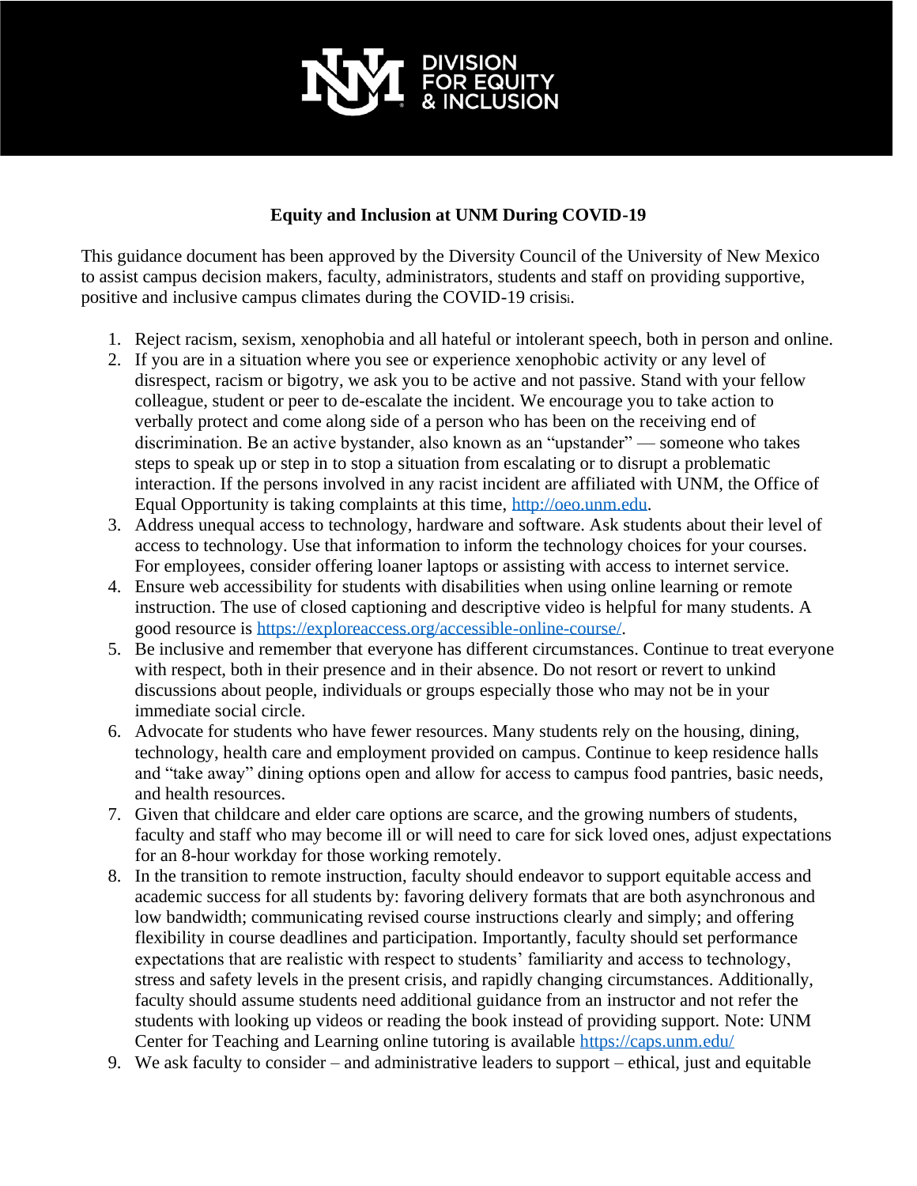DIVISION FOR EQUITY & INCLUSION

**Equity and Inclusion at UNM During COVID-19**

This guidance document has been approved by the Diversity Council of the University of New Mexico to assist campus decision makers, faculty, administrators, students and staff on providing supportive, positive and inclusive campus climates during the COVID-19 crisis[i].

1. Reject racism, sexism, xenophobia and all hateful or intolerant speech, both in person and online.
2. If you are in a situation where you see or experience xenophobic activity or any level of disrespect, racism or bigotry, we ask you to be active and not passive. Stand with your fellow colleague, student or peer to de-escalate the incident. We encourage you to take action to verbally protect and come along side of a person who has been on the receiving end of discrimination. Be an active bystander, also known as an "upstander" — someone who takes steps to speak up or step in to stop a situation from escalating or to disrupt a problematic interaction. If the persons involved in any racist incident are affiliated with UNM, the Office of Equal Opportunity is taking complaints at this time, [http://oeo.unm.edu](http://oeo.unm.edu).
3. Address unequal access to technology, hardware and software. Ask students about their level of access to technology. Use that information to inform the technology choices for your courses. For employees, consider offering loaner laptops or assisting with access to internet service.
4. Ensure web accessibility for students with disabilities when using online learning or remote instruction. The use of closed captioning and descriptive video is helpful for many students. A good resource is [https://exploreaccess.org/accessible-online-course/](https://exploreaccess.org/accessible-online-course/).
5. Be inclusive and remember that everyone has different circumstances. Continue to treat everyone with respect, both in their presence and in their absence. Do not resort or revert to unkind discussions about people, individuals or groups especially those who may not be in your immediate social circle.
6. Advocate for students who have fewer resources. Many students rely on the housing, dining, technology, health care and employment provided on campus. Continue to keep residence halls and "take away" dining options open and allow for access to campus food pantries, basic needs, and health resources.
7. Given that childcare and elder care options are scarce, and the growing numbers of students, faculty and staff who may become ill or will need to care for sick loved ones, adjust expectations for an 8-hour workday for those working remotely.
8. In the transition to remote instruction, faculty should endeavor to support equitable access and academic success for all students by: favoring delivery formats that are both asynchronous and low bandwidth; communicating revised course instructions clearly and simply; and offering flexibility in course deadlines and participation. Importantly, faculty should set performance expectations that are realistic with respect to students' familiarity and access to technology, stress and safety levels in the present crisis, and rapidly changing circumstances. Additionally, faculty should assume students need additional guidance from an instructor and not refer the students with looking up videos or reading the book instead of providing support. Note: UNM Center for Teaching and Learning online tutoring is available [https://caps.unm.edu/](https://caps.unm.edu/)
9. We ask faculty to consider – and administrative leaders to support – ethical, just and equitable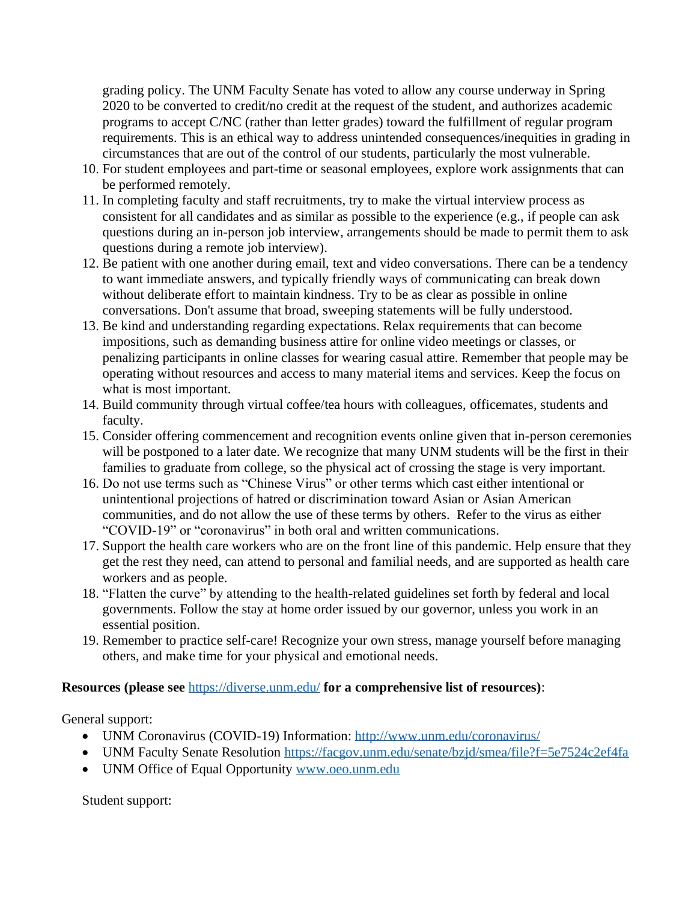grading policy. The UNM Faculty Senate has voted to allow any course underway in Spring 2020 to be converted to credit/no credit at the request of the student, and authorizes academic programs to accept C/NC (rather than letter grades) toward the fulfillment of regular program requirements. This is an ethical way to address unintended consequences/inequities in grading in circumstances that are out of the control of our students, particularly the most vulnerable.

10. For student employees and part-time or seasonal employees, explore work assignments that can be performed remotely.
11. In completing faculty and staff recruitments, try to make the virtual interview process as consistent for all candidates and as similar as possible to the experience (e.g., if people can ask questions during an in-person job interview, arrangements should be made to permit them to ask questions during a remote job interview).
12. Be patient with one another during email, text and video conversations. There can be a tendency to want immediate answers, and typically friendly ways of communicating can break down without deliberate effort to maintain kindness. Try to be as clear as possible in online conversations. Don't assume that broad, sweeping statements will be fully understood.
13. Be kind and understanding regarding expectations. Relax requirements that can become impositions, such as demanding business attire for online video meetings or classes, or penalizing participants in online classes for wearing casual attire. Remember that people may be operating without resources and access to many material items and services. Keep the focus on what is most important.
14. Build community through virtual coffee/tea hours with colleagues, officemates, students and faculty.
15. Consider offering commencement and recognition events online given that in-person ceremonies will be postponed to a later date. We recognize that many UNM students will be the first in their families to graduate from college, so the physical act of crossing the stage is very important.
16. Do not use terms such as "Chinese Virus" or other terms which cast either intentional or unintentional projections of hatred or discrimination toward Asian or Asian American communities, and do not allow the use of these terms by others. Refer to the virus as either "COVID-19" or "coronavirus" in both oral and written communications.
17. Support the health care workers who are on the front line of this pandemic. Help ensure that they get the rest they need, can attend to personal and familial needs, and are supported as health care workers and as people.
18. "Flatten the curve" by attending to the health-related guidelines set forth by federal and local governments. Follow the stay at home order issued by our governor, unless you work in an essential position.
19. Remember to practice self-care! Recognize your own stress, manage yourself before managing others, and make time for your physical and emotional needs.

**Resources (please see** https://diverse.unm.edu/ **for a comprehensive list of resources)**:

General support:

- UNM Coronavirus (COVID-19) Information: http://www.unm.edu/coronavirus/
- UNM Faculty Senate Resolution https://facgov.unm.edu/senate/bzjd/smea/file?f=5e7524c2ef4fa
- UNM Office of Equal Opportunity www.oeo.unm.edu

Student support: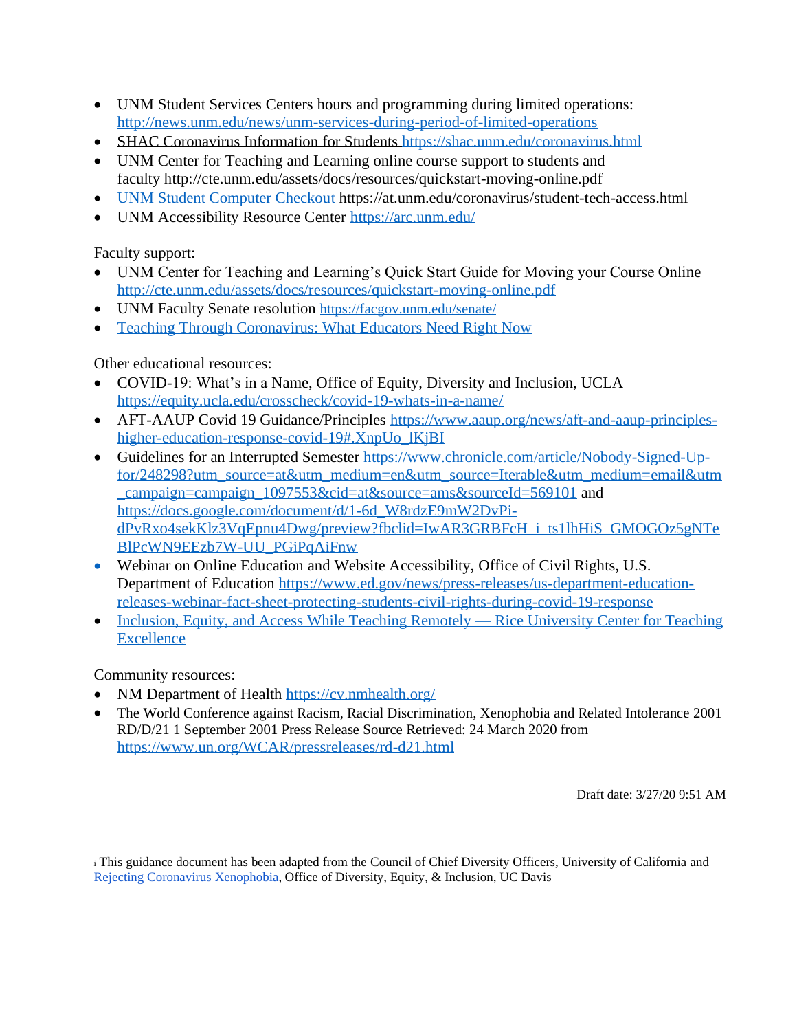- UNM Student Services Centers hours and programming during limited operations: http://news.unm.edu/news/unm-services-during-period-of-limited-operations
- SHAC Coronavirus Information for Students https://shac.unm.edu/coronavirus.html
- UNM Center for Teaching and Learning online course support to students and faculty http://cte.unm.edu/assets/docs/resources/quickstart-moving-online.pdf
- UNM Student Computer Checkout https://at.unm.edu/coronavirus/student-tech-access.html
- UNM Accessibility Resource Center https://arc.unm.edu/

Faculty support:

- UNM Center for Teaching and Learning's Quick Start Guide for Moving your Course Online http://cte.unm.edu/assets/docs/resources/quickstart-moving-online.pdf
- UNM Faculty Senate resolution https://facgov.unm.edu/senate/
- Teaching Through Coronavirus: What Educators Need Right Now

Other educational resources:

- COVID-19: What's in a Name, Office of Equity, Diversity and Inclusion, UCLA https://equity.ucla.edu/crosscheck/covid-19-whats-in-a-name/
- AFT-AAUP Covid 19 Guidance/Principles https://www.aaup.org/news/aft-and-aaup-principles-higher-education-response-covid-19#.XnpUo_lKjBI
- Guidelines for an Interrupted Semester https://www.chronicle.com/article/Nobody-Signed-Up-for/248298?utm_source=at&utm_medium=en&utm_source=Iterable&utm_medium=email&utm_campaign=campaign_1097553&cid=at&source=ams&sourceId=569101 and https://docs.google.com/document/d/1-6d_W8rdzE9mW2DvPi-dPvRxo4sekKlz3VqEpnu4Dwg/preview?fbclid=IwAR3GRBFcH_i_ts1lhHiS_GMOGOz5gNTeBlPcWN9EEzb7W-UU_PGiPqAiFnw
- Webinar on Online Education and Website Accessibility, Office of Civil Rights, U.S. Department of Education https://www.ed.gov/news/press-releases/us-department-education-releases-webinar-fact-sheet-protecting-students-civil-rights-during-covid-19-response
- Inclusion, Equity, and Access While Teaching Remotely — Rice University Center for Teaching Excellence

Community resources:

- NM Department of Health https://cv.nmhealth.org/
- The World Conference against Racism, Racial Discrimination, Xenophobia and Related Intolerance 2001 RD/D/21 1 September 2001 Press Release Source Retrieved: 24 March 2020 from https://www.un.org/WCAR/pressreleases/rd-d21.html

Draft date: 3/27/20 9:51 AM

[i] This guidance document has been adapted from the Council of Chief Diversity Officers, University of California and Rejecting Coronavirus Xenophobia, Office of Diversity, Equity, & Inclusion, UC Davis